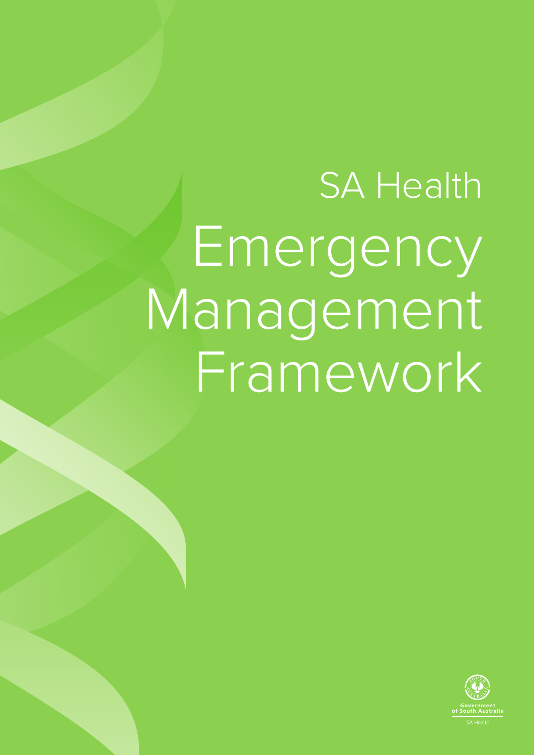# SA Health Emergency Management Framework

Government of South Australia

SA Health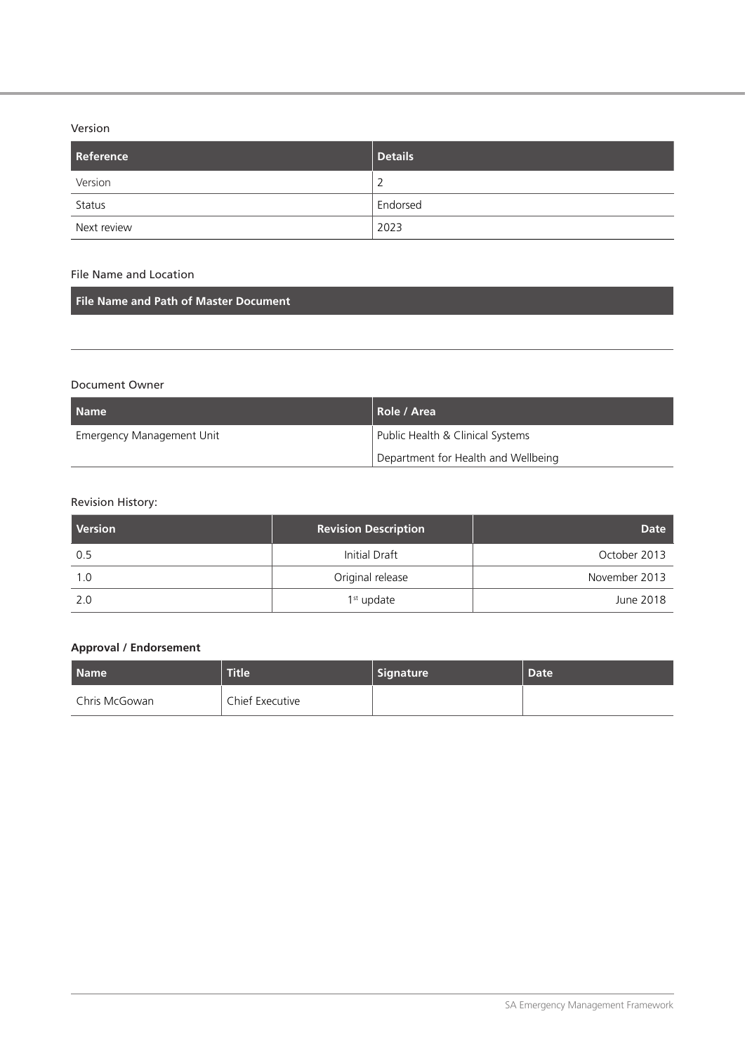Version

| Reference | Details |
| --- | --- |
| Version | 2 |
| Status | Endorsed |
| Next review | 2023 |

File Name and Location

| File Name and Path of Master Document |
| --- |
| |

Document Owner

| Name | Role / Area |
| --- | --- |
| Emergency Management Unit | Public Health & Clinical Systems |
| | Department for Health and Wellbeing |

Revision History:

| Version | Revision Description | Date |
| --- | --- | --- |
| 0.5 | Initial Draft | October 2013 |
| 1.0 | Original release | November 2013 |
| 2.0 | 1st update | June 2018 |

**Approval / Endorsement**

| Name | Title | Signature | Date |
| --- | --- | --- | --- |
| Chris McGowan | Chief Executive | | |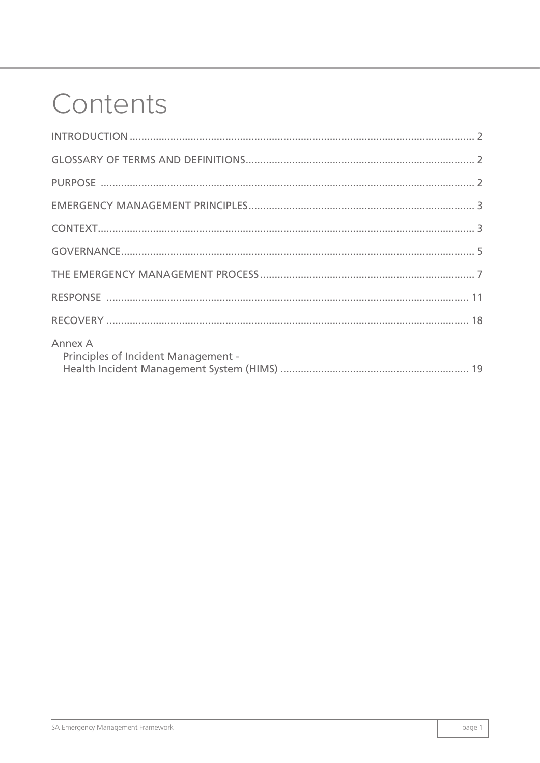# Contents

INTRODUCTION ..................................................................................................................... 2

GLOSSARY OF TERMS AND DEFINITIONS .............................................................................. 2

PURPOSE ............................................................................................................................... 2

EMERGENCY MANAGEMENT PRINCIPLES ............................................................................. 3

CONTEXT................................................................................................................................ 3

GOVERNANCE......................................................................................................................... 5

THE EMERGENCY MANAGEMENT PROCESS .......................................................................... 7

RESPONSE ........................................................................................................................... 11

RECOVERY ........................................................................................................................... 18

Annex A
Principles of Incident Management -
Health Incident Management System (HIMS) ................................................................. 19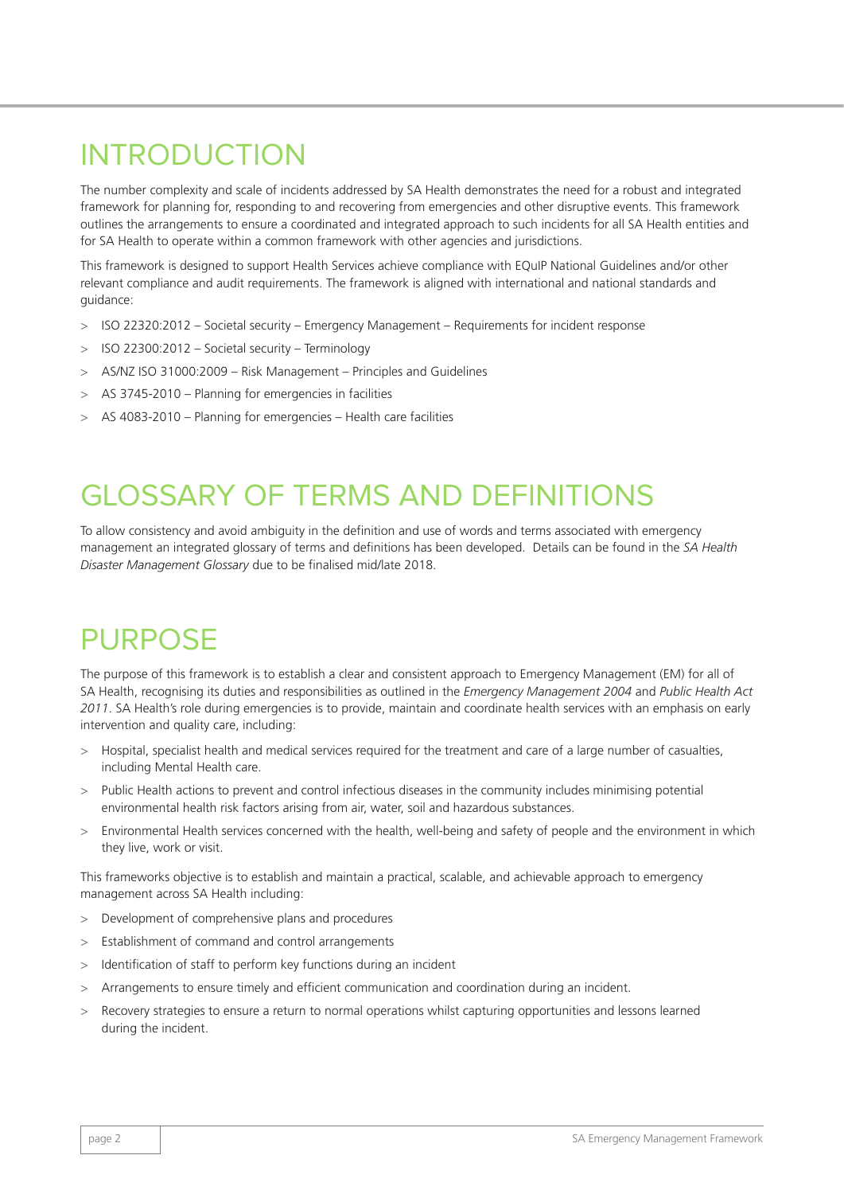# INTRODUCTION

The number complexity and scale of incidents addressed by SA Health demonstrates the need for a robust and integrated framework for planning for, responding to and recovering from emergencies and other disruptive events. This framework outlines the arrangements to ensure a coordinated and integrated approach to such incidents for all SA Health entities and for SA Health to operate within a common framework with other agencies and jurisdictions.

This framework is designed to support Health Services achieve compliance with EQuIP National Guidelines and/or other relevant compliance and audit requirements. The framework is aligned with international and national standards and guidance:

- ISO 22320:2012 – Societal security – Emergency Management – Requirements for incident response
- ISO 22300:2012 – Societal security – Terminology
- AS/NZ ISO 31000:2009 – Risk Management – Principles and Guidelines
- AS 3745-2010 – Planning for emergencies in facilities
- AS 4083-2010 – Planning for emergencies – Health care facilities

# GLOSSARY OF TERMS AND DEFINITIONS

To allow consistency and avoid ambiguity in the definition and use of words and terms associated with emergency management an integrated glossary of terms and definitions has been developed. Details can be found in the *SA Health Disaster Management Glossary* due to be finalised mid/late 2018.

# PURPOSE

The purpose of this framework is to establish a clear and consistent approach to Emergency Management (EM) for all of SA Health, recognising its duties and responsibilities as outlined in the *Emergency Management 2004* and *Public Health Act 2011*. SA Health's role during emergencies is to provide, maintain and coordinate health services with an emphasis on early intervention and quality care, including:

- Hospital, specialist health and medical services required for the treatment and care of a large number of casualties, including Mental Health care.
- Public Health actions to prevent and control infectious diseases in the community includes minimising potential environmental health risk factors arising from air, water, soil and hazardous substances.
- Environmental Health services concerned with the health, well-being and safety of people and the environment in which they live, work or visit.

This frameworks objective is to establish and maintain a practical, scalable, and achievable approach to emergency management across SA Health including:

- Development of comprehensive plans and procedures
- Establishment of command and control arrangements
- Identification of staff to perform key functions during an incident
- Arrangements to ensure timely and efficient communication and coordination during an incident.
- Recovery strategies to ensure a return to normal operations whilst capturing opportunities and lessons learned during the incident.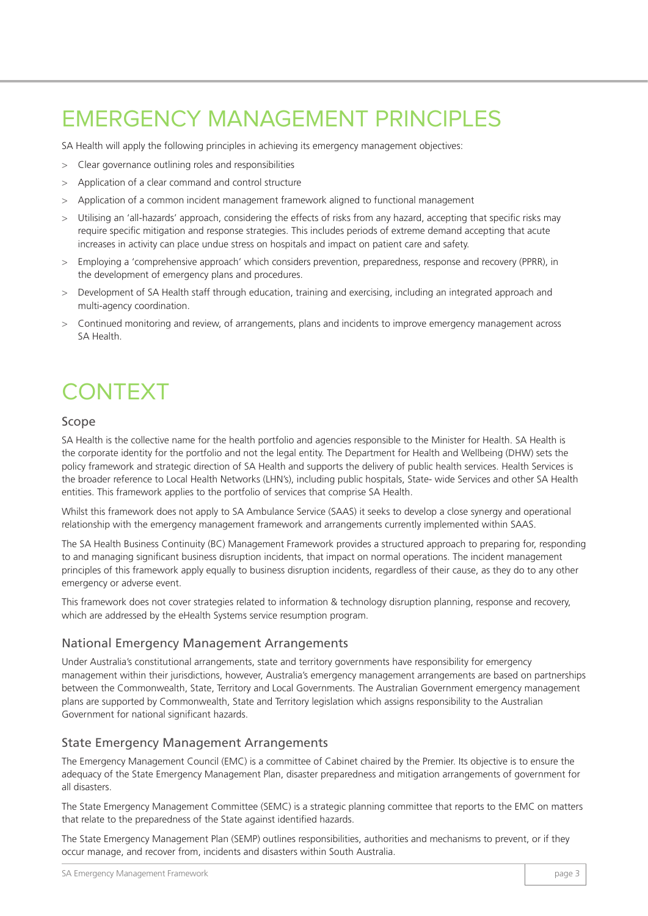# EMERGENCY MANAGEMENT PRINCIPLES

SA Health will apply the following principles in achieving its emergency management objectives:

> Clear governance outlining roles and responsibilities
> Application of a clear command and control structure
> Application of a common incident management framework aligned to functional management
> Utilising an 'all-hazards' approach, considering the effects of risks from any hazard, accepting that specific risks may require specific mitigation and response strategies. This includes periods of extreme demand accepting that acute increases in activity can place undue stress on hospitals and impact on patient care and safety.
> Employing a 'comprehensive approach' which considers prevention, preparedness, response and recovery (PPRR), in the development of emergency plans and procedures.
> Development of SA Health staff through education, training and exercising, including an integrated approach and multi-agency coordination.
> Continued monitoring and review, of arrangements, plans and incidents to improve emergency management across SA Health.

# CONTEXT

## Scope

SA Health is the collective name for the health portfolio and agencies responsible to the Minister for Health. SA Health is the corporate identity for the portfolio and not the legal entity. The Department for Health and Wellbeing (DHW) sets the policy framework and strategic direction of SA Health and supports the delivery of public health services. Health Services is the broader reference to Local Health Networks (LHN's), including public hospitals, State- wide Services and other SA Health entities. This framework applies to the portfolio of services that comprise SA Health.

Whilst this framework does not apply to SA Ambulance Service (SAAS) it seeks to develop a close synergy and operational relationship with the emergency management framework and arrangements currently implemented within SAAS.

The SA Health Business Continuity (BC) Management Framework provides a structured approach to preparing for, responding to and managing significant business disruption incidents, that impact on normal operations. The incident management principles of this framework apply equally to business disruption incidents, regardless of their cause, as they do to any other emergency or adverse event.

This framework does not cover strategies related to information & technology disruption planning, response and recovery, which are addressed by the eHealth Systems service resumption program.

## National Emergency Management Arrangements

Under Australia's constitutional arrangements, state and territory governments have responsibility for emergency management within their jurisdictions, however, Australia's emergency management arrangements are based on partnerships between the Commonwealth, State, Territory and Local Governments. The Australian Government emergency management plans are supported by Commonwealth, State and Territory legislation which assigns responsibility to the Australian Government for national significant hazards.

## State Emergency Management Arrangements

The Emergency Management Council (EMC) is a committee of Cabinet chaired by the Premier. Its objective is to ensure the adequacy of the State Emergency Management Plan, disaster preparedness and mitigation arrangements of government for all disasters.

The State Emergency Management Committee (SEMC) is a strategic planning committee that reports to the EMC on matters that relate to the preparedness of the State against identified hazards.

The State Emergency Management Plan (SEMP) outlines responsibilities, authorities and mechanisms to prevent, or if they occur manage, and recover from, incidents and disasters within South Australia.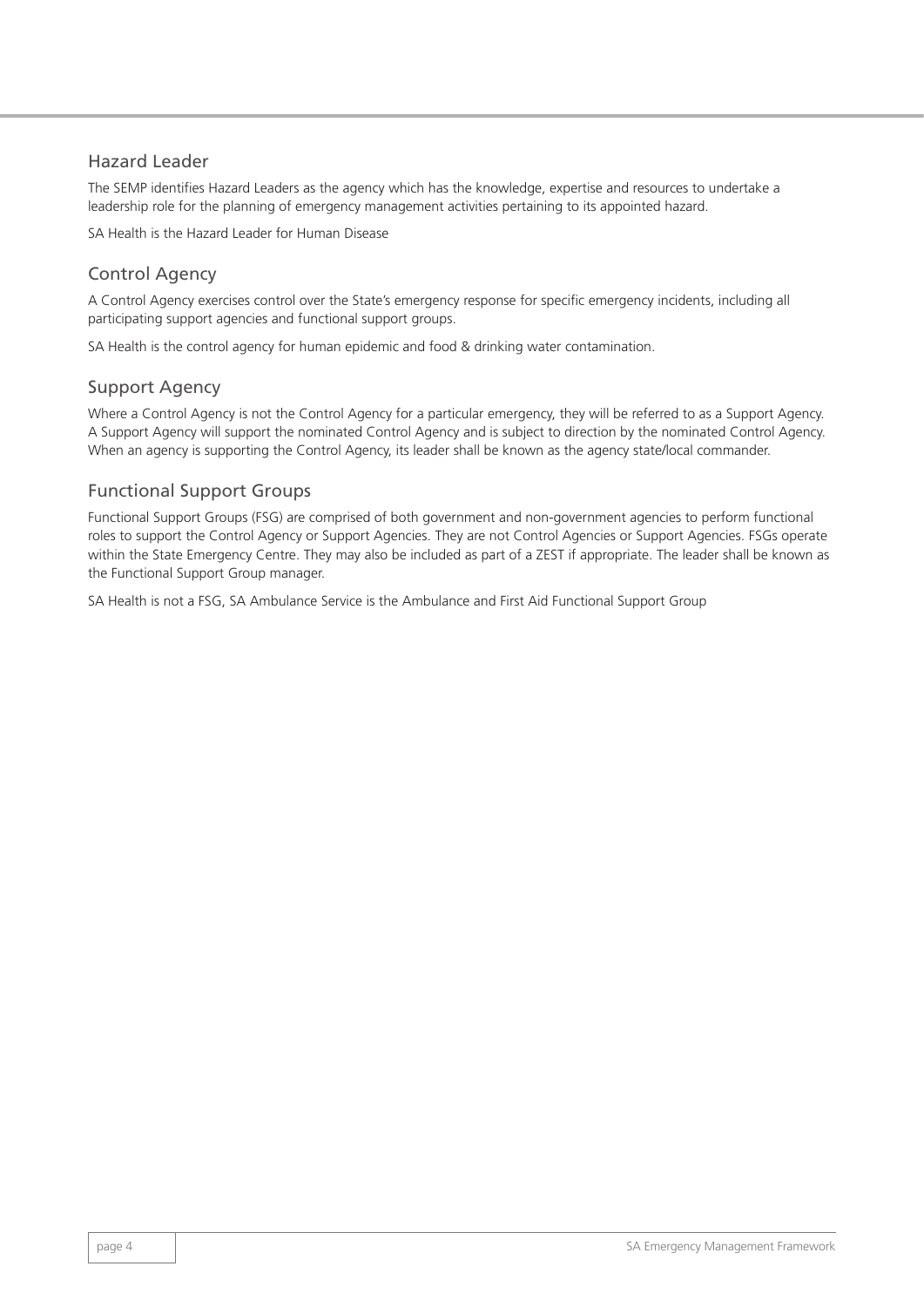## Hazard Leader

The SEMP identifies Hazard Leaders as the agency which has the knowledge, expertise and resources to undertake a leadership role for the planning of emergency management activities pertaining to its appointed hazard.

SA Health is the Hazard Leader for Human Disease

## Control Agency

A Control Agency exercises control over the State's emergency response for specific emergency incidents, including all participating support agencies and functional support groups.

SA Health is the control agency for human epidemic and food & drinking water contamination.

## Support Agency

Where a Control Agency is not the Control Agency for a particular emergency, they will be referred to as a Support Agency. A Support Agency will support the nominated Control Agency and is subject to direction by the nominated Control Agency. When an agency is supporting the Control Agency, its leader shall be known as the agency state/local commander.

## Functional Support Groups

Functional Support Groups (FSG) are comprised of both government and non-government agencies to perform functional roles to support the Control Agency or Support Agencies. They are not Control Agencies or Support Agencies. FSGs operate within the State Emergency Centre. They may also be included as part of a ZEST if appropriate. The leader shall be known as the Functional Support Group manager.

SA Health is not a FSG, SA Ambulance Service is the Ambulance and First Aid Functional Support Group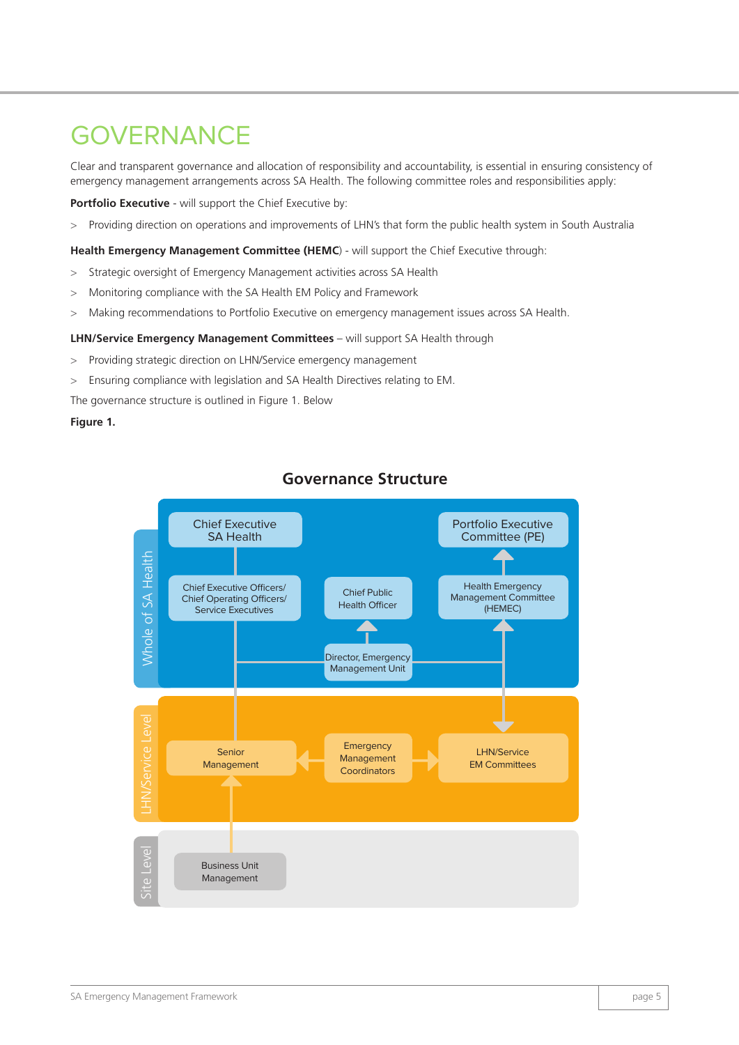# GOVERNANCE

Clear and transparent governance and allocation of responsibility and accountability, is essential in ensuring consistency of emergency management arrangements across SA Health. The following committee roles and responsibilities apply:

**Portfolio Executive** - will support the Chief Executive by:

> Providing direction on operations and improvements of LHN's that form the public health system in South Australia

**Health Emergency Management Committee (HEMC**) - will support the Chief Executive through:

> Strategic oversight of Emergency Management activities across SA Health

> Monitoring compliance with the SA Health EM Policy and Framework

> Making recommendations to Portfolio Executive on emergency management issues across SA Health.

**LHN/Service Emergency Management Committees** – will support SA Health through

> Providing strategic direction on LHN/Service emergency management

> Ensuring compliance with legislation and SA Health Directives relating to EM.

The governance structure is outlined in Figure 1. Below

**Figure 1.**

**Governance Structure**

Whole of SA Health

Chief Executive SA Health

Portfolio Executive Committee (PE)

Chief Executive Officers/ Chief Operating Officers/ Service Executives

Chief Public Health Officer

Health Emergency Management Committee (HEMEC)

Director, Emergency Management Unit

LHN/Service Level

Senior Management

Emergency Management Coordinators

LHN/Service EM Committees

Site Level

Business Unit Management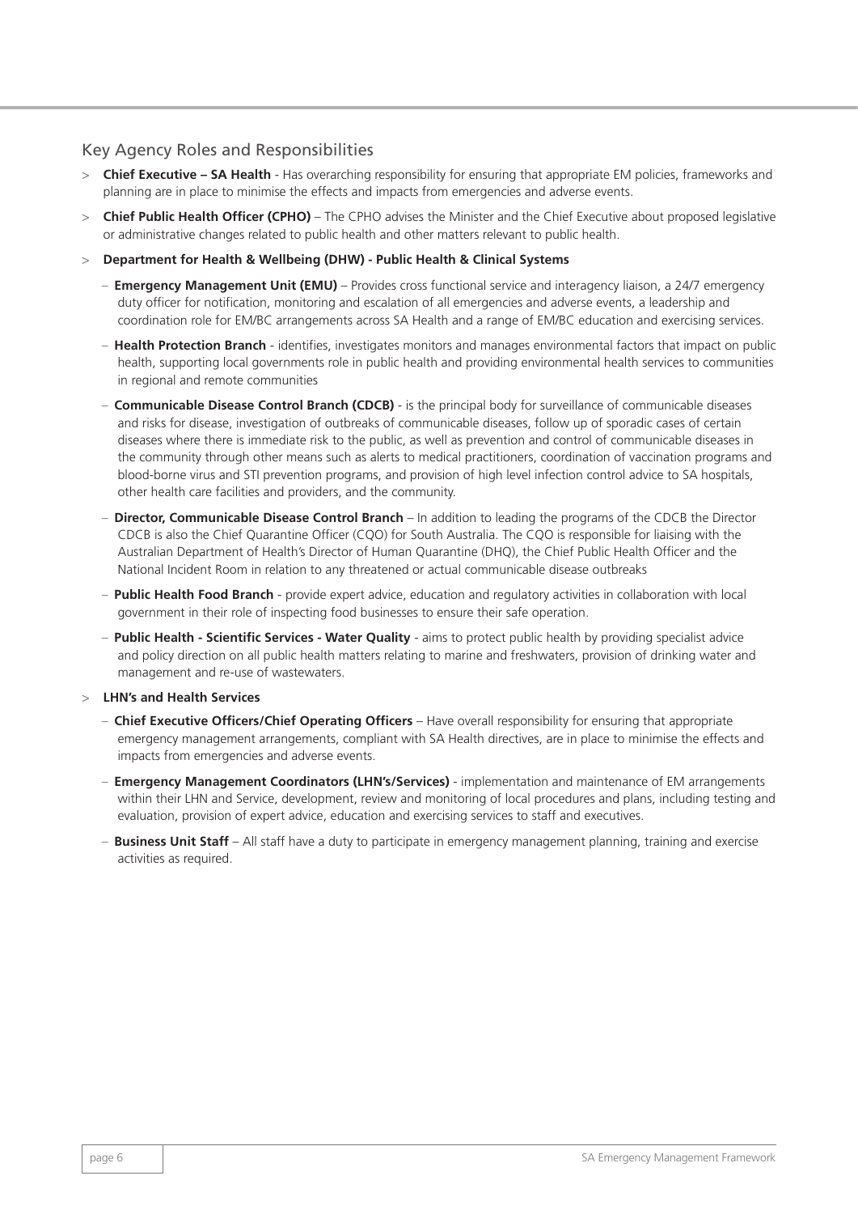## Key Agency Roles and Responsibilities

- **Chief Executive – SA Health** - Has overarching responsibility for ensuring that appropriate EM policies, frameworks and planning are in place to minimise the effects and impacts from emergencies and adverse events.
- **Chief Public Health Officer (CPHO)** – The CPHO advises the Minister and the Chief Executive about proposed legislative or administrative changes related to public health and other matters relevant to public health.
- **Department for Health & Wellbeing (DHW) - Public Health & Clinical Systems**
  - **Emergency Management Unit (EMU)** – Provides cross functional service and interagency liaison, a 24/7 emergency duty officer for notification, monitoring and escalation of all emergencies and adverse events, a leadership and coordination role for EM/BC arrangements across SA Health and a range of EM/BC education and exercising services.
  - **Health Protection Branch** - identifies, investigates monitors and manages environmental factors that impact on public health, supporting local governments role in public health and providing environmental health services to communities in regional and remote communities
  - **Communicable Disease Control Branch (CDCB)** - is the principal body for surveillance of communicable diseases and risks for disease, investigation of outbreaks of communicable diseases, follow up of sporadic cases of certain diseases where there is immediate risk to the public, as well as prevention and control of communicable diseases in the community through other means such as alerts to medical practitioners, coordination of vaccination programs and blood-borne virus and STI prevention programs, and provision of high level infection control advice to SA hospitals, other health care facilities and providers, and the community.
  - **Director, Communicable Disease Control Branch** – In addition to leading the programs of the CDCB the Director CDCB is also the Chief Quarantine Officer (CQO) for South Australia. The CQO is responsible for liaising with the Australian Department of Health's Director of Human Quarantine (DHQ), the Chief Public Health Officer and the National Incident Room in relation to any threatened or actual communicable disease outbreaks
  - **Public Health Food Branch** - provide expert advice, education and regulatory activities in collaboration with local government in their role of inspecting food businesses to ensure their safe operation.
  - **Public Health - Scientific Services - Water Quality** - aims to protect public health by providing specialist advice and policy direction on all public health matters relating to marine and freshwaters, provision of drinking water and management and re-use of wastewaters.
- **LHN's and Health Services**
  - **Chief Executive Officers/Chief Operating Officers** – Have overall responsibility for ensuring that appropriate emergency management arrangements, compliant with SA Health directives, are in place to minimise the effects and impacts from emergencies and adverse events.
  - **Emergency Management Coordinators (LHN's/Services)** - implementation and maintenance of EM arrangements within their LHN and Service, development, review and monitoring of local procedures and plans, including testing and evaluation, provision of expert advice, education and exercising services to staff and executives.
  - **Business Unit Staff** – All staff have a duty to participate in emergency management planning, training and exercise activities as required.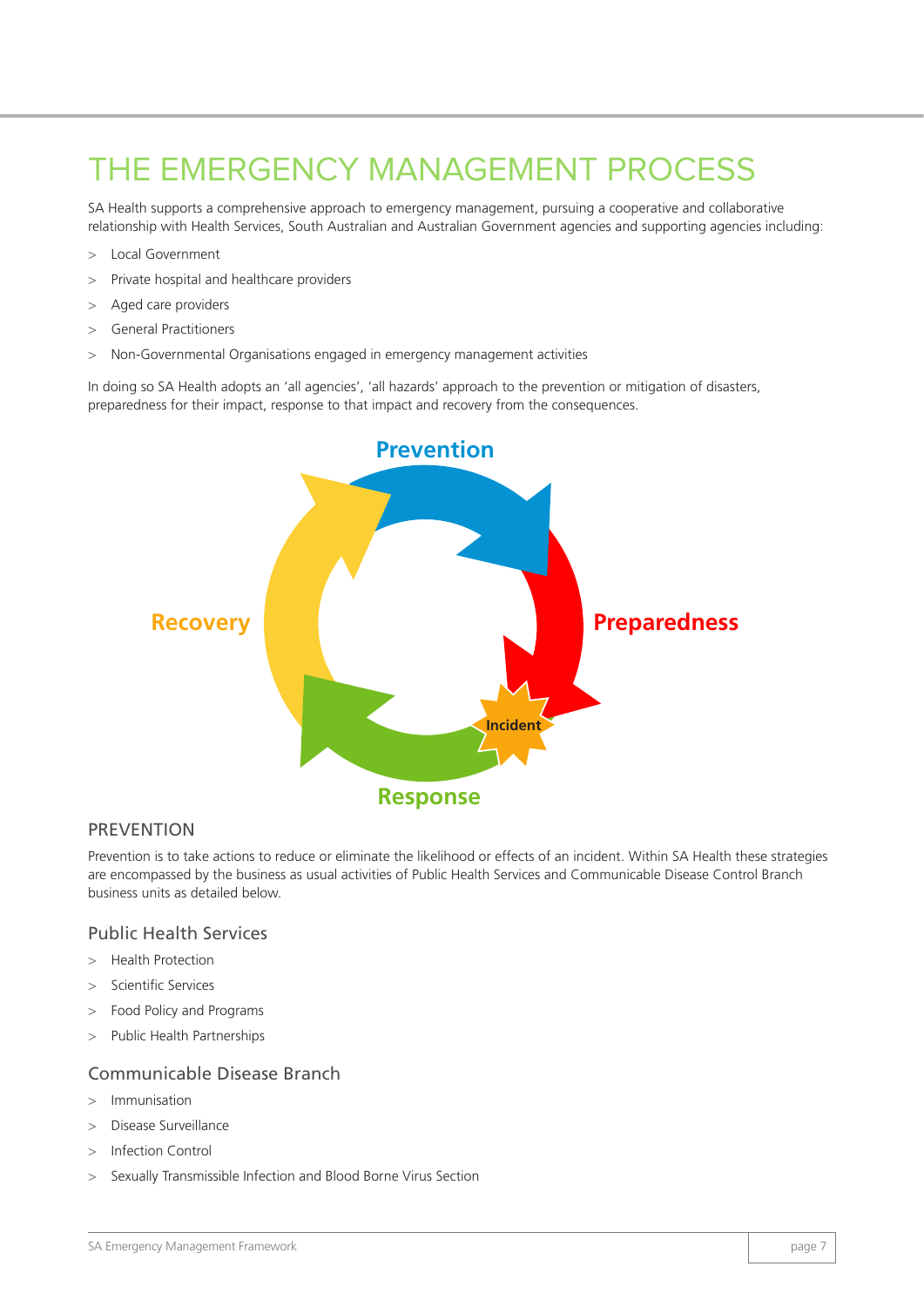# THE EMERGENCY MANAGEMENT PROCESS

SA Health supports a comprehensive approach to emergency management, pursuing a cooperative and collaborative relationship with Health Services, South Australian and Australian Government agencies and supporting agencies including:

- Local Government
- Private hospital and healthcare providers
- Aged care providers
- General Practitioners
- Non-Governmental Organisations engaged in emergency management activities

In doing so SA Health adopts an 'all agencies', 'all hazards' approach to the prevention or mitigation of disasters, preparedness for their impact, response to that impact and recovery from the consequences.

Prevention

Preparedness

Incident

Response

Recovery

## PREVENTION

Prevention is to take actions to reduce or eliminate the likelihood or effects of an incident. Within SA Health these strategies are encompassed by the business as usual activities of Public Health Services and Communicable Disease Control Branch business units as detailed below.

### Public Health Services

- Health Protection
- Scientific Services
- Food Policy and Programs
- Public Health Partnerships

### Communicable Disease Branch

- Immunisation
- Disease Surveillance
- Infection Control
- Sexually Transmissible Infection and Blood Borne Virus Section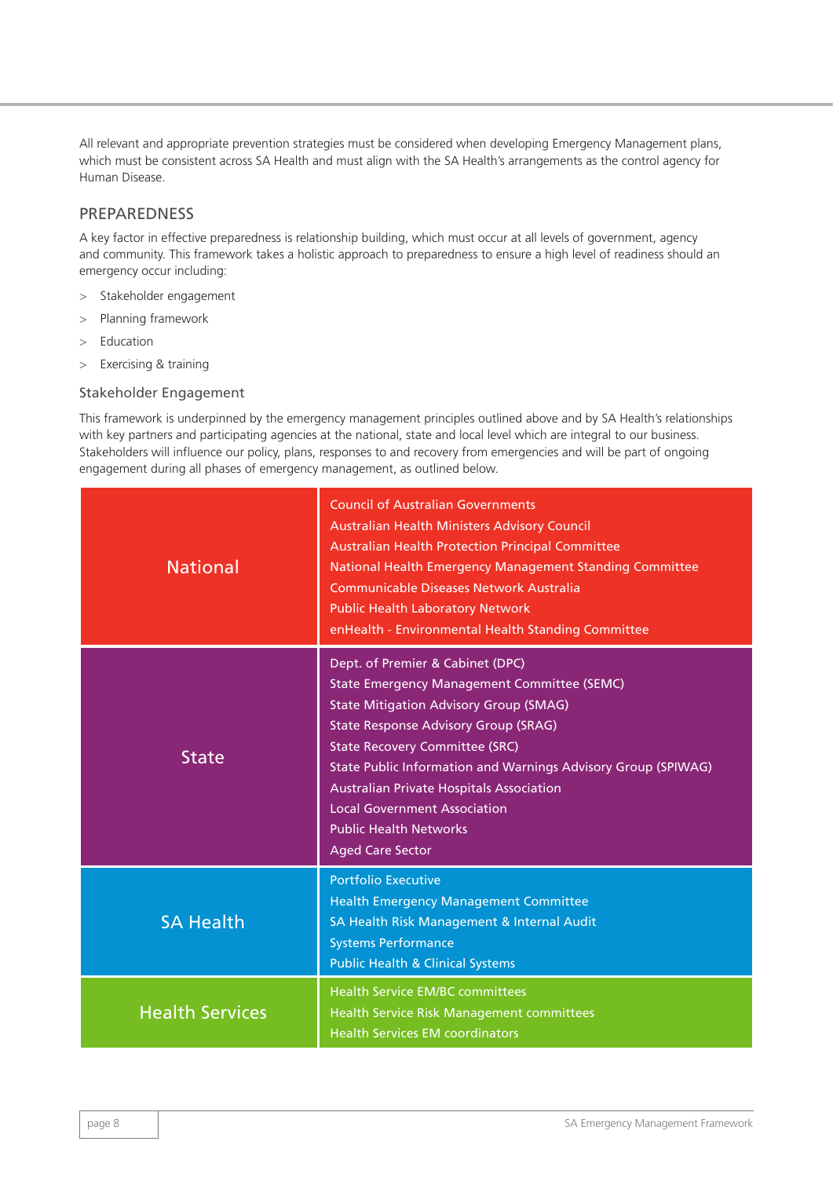All relevant and appropriate prevention strategies must be considered when developing Emergency Management plans, which must be consistent across SA Health and must align with the SA Health's arrangements as the control agency for Human Disease.

## PREPAREDNESS

A key factor in effective preparedness is relationship building, which must occur at all levels of government, agency and community. This framework takes a holistic approach to preparedness to ensure a high level of readiness should an emergency occur including:

- Stakeholder engagement
- Planning framework
- Education
- Exercising & training

### Stakeholder Engagement

This framework is underpinned by the emergency management principles outlined above and by SA Health's relationships with key partners and participating agencies at the national, state and local level which are integral to our business. Stakeholders will influence our policy, plans, responses to and recovery from emergencies and will be part of ongoing engagement during all phases of emergency management, as outlined below.

| | |
|---|---|
| National | Council of Australian Governments<br>Australian Health Ministers Advisory Council<br>Australian Health Protection Principal Committee<br>National Health Emergency Management Standing Committee<br>Communicable Diseases Network Australia<br>Public Health Laboratory Network<br>enHealth - Environmental Health Standing Committee |
| State | Dept. of Premier & Cabinet (DPC)<br>State Emergency Management Committee (SEMC)<br>State Mitigation Advisory Group (SMAG)<br>State Response Advisory Group (SRAG)<br>State Recovery Committee (SRC)<br>State Public Information and Warnings Advisory Group (SPIWAG)<br>Australian Private Hospitals Association<br>Local Government Association<br>Public Health Networks<br>Aged Care Sector |
| SA Health | Portfolio Executive<br>Health Emergency Management Committee<br>SA Health Risk Management & Internal Audit<br>Systems Performance<br>Public Health & Clinical Systems |
| Health Services | Health Service EM/BC committees<br>Health Service Risk Management committees<br>Health Services EM coordinators |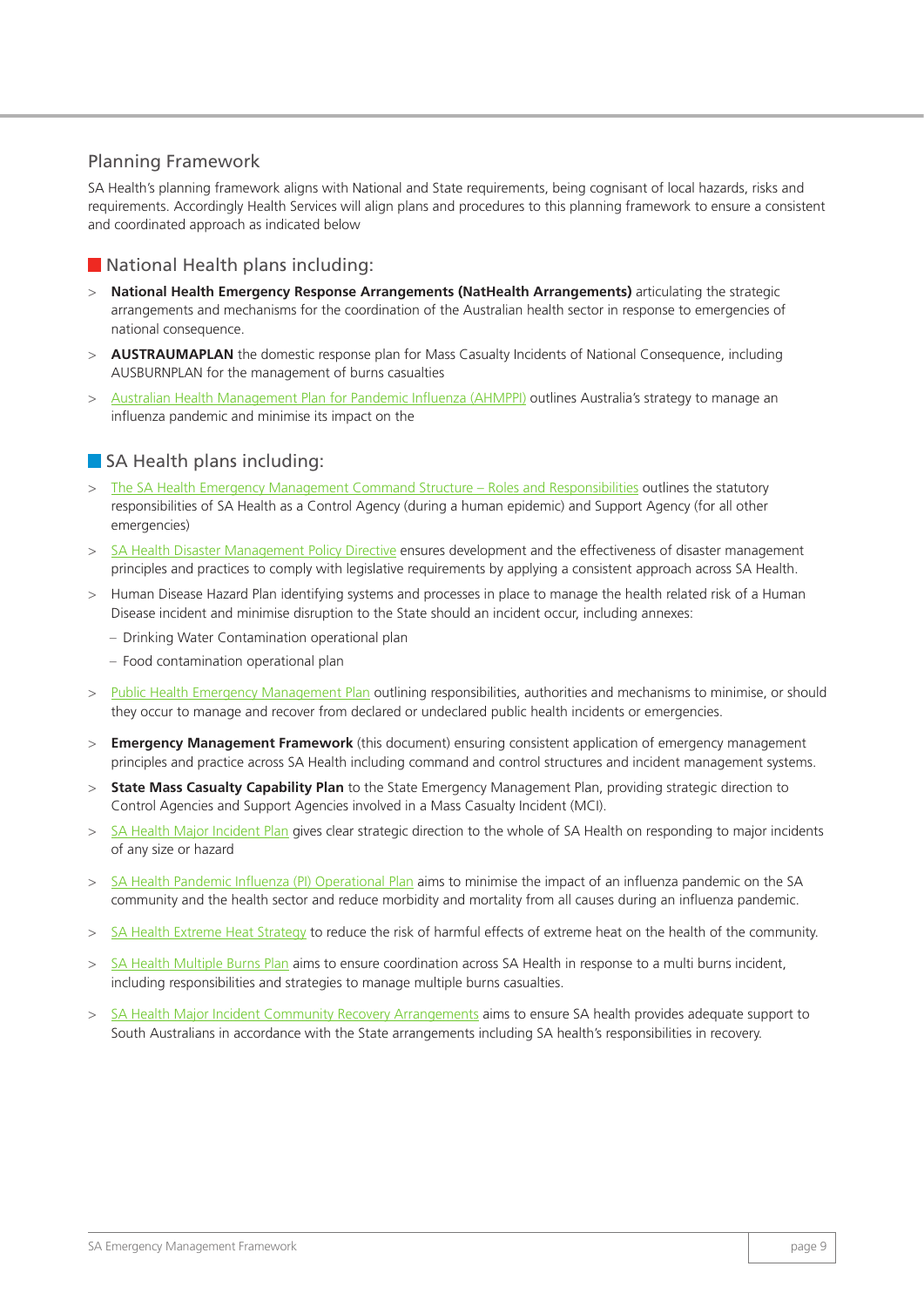## Planning Framework

SA Health's planning framework aligns with National and State requirements, being cognisant of local hazards, risks and requirements. Accordingly Health Services will align plans and procedures to this planning framework to ensure a consistent and coordinated approach as indicated below

### National Health plans including:

- **National Health Emergency Response Arrangements (NatHealth Arrangements)** articulating the strategic arrangements and mechanisms for the coordination of the Australian health sector in response to emergencies of national consequence.
- **AUSTRAUMAPLAN** the domestic response plan for Mass Casualty Incidents of National Consequence, including AUSBURNPLAN for the management of burns casualties
- Australian Health Management Plan for Pandemic Influenza (AHMPPI) outlines Australia's strategy to manage an influenza pandemic and minimise its impact on the

### SA Health plans including:

- The SA Health Emergency Management Command Structure – Roles and Responsibilities outlines the statutory responsibilities of SA Health as a Control Agency (during a human epidemic) and Support Agency (for all other emergencies)
- SA Health Disaster Management Policy Directive ensures development and the effectiveness of disaster management principles and practices to comply with legislative requirements by applying a consistent approach across SA Health.
- Human Disease Hazard Plan identifying systems and processes in place to manage the health related risk of a Human Disease incident and minimise disruption to the State should an incident occur, including annexes:
  - Drinking Water Contamination operational plan
  - Food contamination operational plan
- Public Health Emergency Management Plan outlining responsibilities, authorities and mechanisms to minimise, or should they occur to manage and recover from declared or undeclared public health incidents or emergencies.
- **Emergency Management Framework** (this document) ensuring consistent application of emergency management principles and practice across SA Health including command and control structures and incident management systems.
- **State Mass Casualty Capability Plan** to the State Emergency Management Plan, providing strategic direction to Control Agencies and Support Agencies involved in a Mass Casualty Incident (MCI).
- SA Health Major Incident Plan gives clear strategic direction to the whole of SA Health on responding to major incidents of any size or hazard
- SA Health Pandemic Influenza (PI) Operational Plan aims to minimise the impact of an influenza pandemic on the SA community and the health sector and reduce morbidity and mortality from all causes during an influenza pandemic.
- SA Health Extreme Heat Strategy to reduce the risk of harmful effects of extreme heat on the health of the community.
- SA Health Multiple Burns Plan aims to ensure coordination across SA Health in response to a multi burns incident, including responsibilities and strategies to manage multiple burns casualties.
- SA Health Major Incident Community Recovery Arrangements aims to ensure SA health provides adequate support to South Australians in accordance with the State arrangements including SA health's responsibilities in recovery.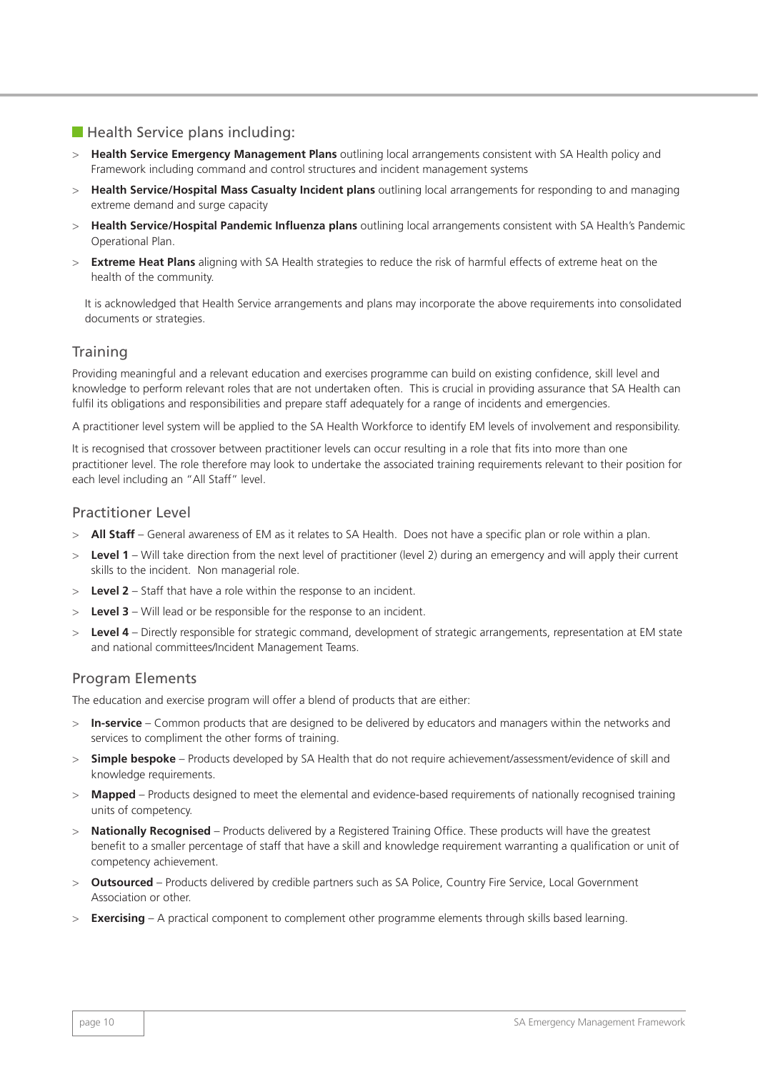## Health Service plans including:

- **Health Service Emergency Management Plans** outlining local arrangements consistent with SA Health policy and Framework including command and control structures and incident management systems
- **Health Service/Hospital Mass Casualty Incident plans** outlining local arrangements for responding to and managing extreme demand and surge capacity
- **Health Service/Hospital Pandemic Influenza plans** outlining local arrangements consistent with SA Health's Pandemic Operational Plan.
- **Extreme Heat Plans** aligning with SA Health strategies to reduce the risk of harmful effects of extreme heat on the health of the community.

It is acknowledged that Health Service arrangements and plans may incorporate the above requirements into consolidated documents or strategies.

## Training

Providing meaningful and a relevant education and exercises programme can build on existing confidence, skill level and knowledge to perform relevant roles that are not undertaken often. This is crucial in providing assurance that SA Health can fulfil its obligations and responsibilities and prepare staff adequately for a range of incidents and emergencies.

A practitioner level system will be applied to the SA Health Workforce to identify EM levels of involvement and responsibility.

It is recognised that crossover between practitioner levels can occur resulting in a role that fits into more than one practitioner level. The role therefore may look to undertake the associated training requirements relevant to their position for each level including an "All Staff" level.

## Practitioner Level

- **All Staff** – General awareness of EM as it relates to SA Health. Does not have a specific plan or role within a plan.
- **Level 1** – Will take direction from the next level of practitioner (level 2) during an emergency and will apply their current skills to the incident. Non managerial role.
- **Level 2** – Staff that have a role within the response to an incident.
- **Level 3** – Will lead or be responsible for the response to an incident.
- **Level 4** – Directly responsible for strategic command, development of strategic arrangements, representation at EM state and national committees/Incident Management Teams.

## Program Elements

The education and exercise program will offer a blend of products that are either:

- **In-service** – Common products that are designed to be delivered by educators and managers within the networks and services to compliment the other forms of training.
- **Simple bespoke** – Products developed by SA Health that do not require achievement/assessment/evidence of skill and knowledge requirements.
- **Mapped** – Products designed to meet the elemental and evidence-based requirements of nationally recognised training units of competency.
- **Nationally Recognised** – Products delivered by a Registered Training Office. These products will have the greatest benefit to a smaller percentage of staff that have a skill and knowledge requirement warranting a qualification or unit of competency achievement.
- **Outsourced** – Products delivered by credible partners such as SA Police, Country Fire Service, Local Government Association or other.
- **Exercising** – A practical component to complement other programme elements through skills based learning.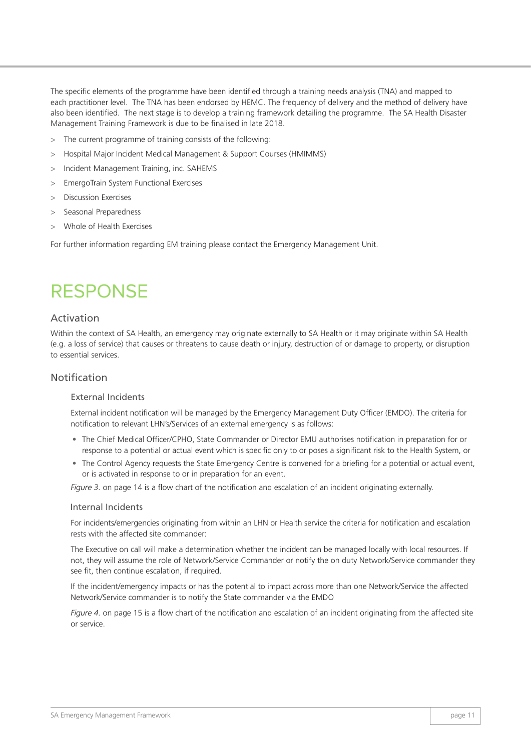The specific elements of the programme have been identified through a training needs analysis (TNA) and mapped to each practitioner level. The TNA has been endorsed by HEMC. The frequency of delivery and the method of delivery have also been identified. The next stage is to develop a training framework detailing the programme. The SA Health Disaster Management Training Framework is due to be finalised in late 2018.

- The current programme of training consists of the following:
- Hospital Major Incident Medical Management & Support Courses (HMIMMS)
- Incident Management Training, inc. SAHEMS
- EmergoTrain System Functional Exercises
- Discussion Exercises
- Seasonal Preparedness
- Whole of Health Exercises

For further information regarding EM training please contact the Emergency Management Unit.

# RESPONSE

## Activation

Within the context of SA Health, an emergency may originate externally to SA Health or it may originate within SA Health (e.g. a loss of service) that causes or threatens to cause death or injury, destruction of or damage to property, or disruption to essential services.

## Notification

### External Incidents

External incident notification will be managed by the Emergency Management Duty Officer (EMDO). The criteria for notification to relevant LHN's/Services of an external emergency is as follows:

- The Chief Medical Officer/CPHO, State Commander or Director EMU authorises notification in preparation for or response to a potential or actual event which is specific only to or poses a significant risk to the Health System, or
- The Control Agency requests the State Emergency Centre is convened for a briefing for a potential or actual event, or is activated in response to or in preparation for an event.

*Figure 3.* on page 14 is a flow chart of the notification and escalation of an incident originating externally.

### Internal Incidents

For incidents/emergencies originating from within an LHN or Health service the criteria for notification and escalation rests with the affected site commander:

The Executive on call will make a determination whether the incident can be managed locally with local resources. If not, they will assume the role of Network/Service Commander or notify the on duty Network/Service commander they see fit, then continue escalation, if required.

If the incident/emergency impacts or has the potential to impact across more than one Network/Service the affected Network/Service commander is to notify the State commander via the EMDO

*Figure 4.* on page 15 is a flow chart of the notification and escalation of an incident originating from the affected site or service.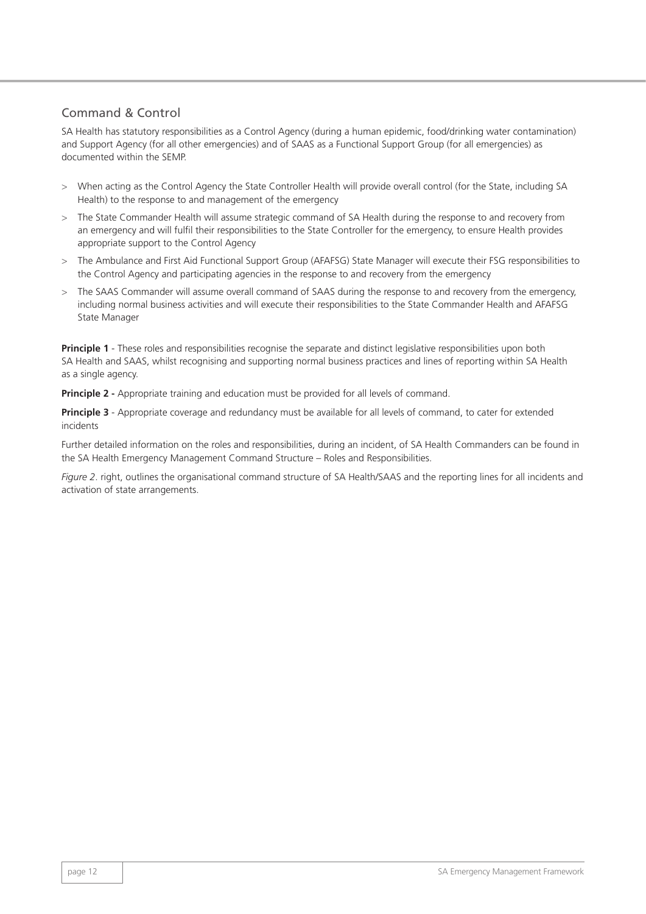## Command & Control

SA Health has statutory responsibilities as a Control Agency (during a human epidemic, food/drinking water contamination) and Support Agency (for all other emergencies) and of SAAS as a Functional Support Group (for all emergencies) as documented within the SEMP.

- When acting as the Control Agency the State Controller Health will provide overall control (for the State, including SA Health) to the response to and management of the emergency
- The State Commander Health will assume strategic command of SA Health during the response to and recovery from an emergency and will fulfil their responsibilities to the State Controller for the emergency, to ensure Health provides appropriate support to the Control Agency
- The Ambulance and First Aid Functional Support Group (AFAFSG) State Manager will execute their FSG responsibilities to the Control Agency and participating agencies in the response to and recovery from the emergency
- The SAAS Commander will assume overall command of SAAS during the response to and recovery from the emergency, including normal business activities and will execute their responsibilities to the State Commander Health and AFAFSG State Manager

**Principle 1** - These roles and responsibilities recognise the separate and distinct legislative responsibilities upon both SA Health and SAAS, whilst recognising and supporting normal business practices and lines of reporting within SA Health as a single agency.

**Principle 2 -** Appropriate training and education must be provided for all levels of command.

**Principle 3** - Appropriate coverage and redundancy must be available for all levels of command, to cater for extended incidents

Further detailed information on the roles and responsibilities, during an incident, of SA Health Commanders can be found in the SA Health Emergency Management Command Structure – Roles and Responsibilities.

*Figure 2*. right, outlines the organisational command structure of SA Health/SAAS and the reporting lines for all incidents and activation of state arrangements.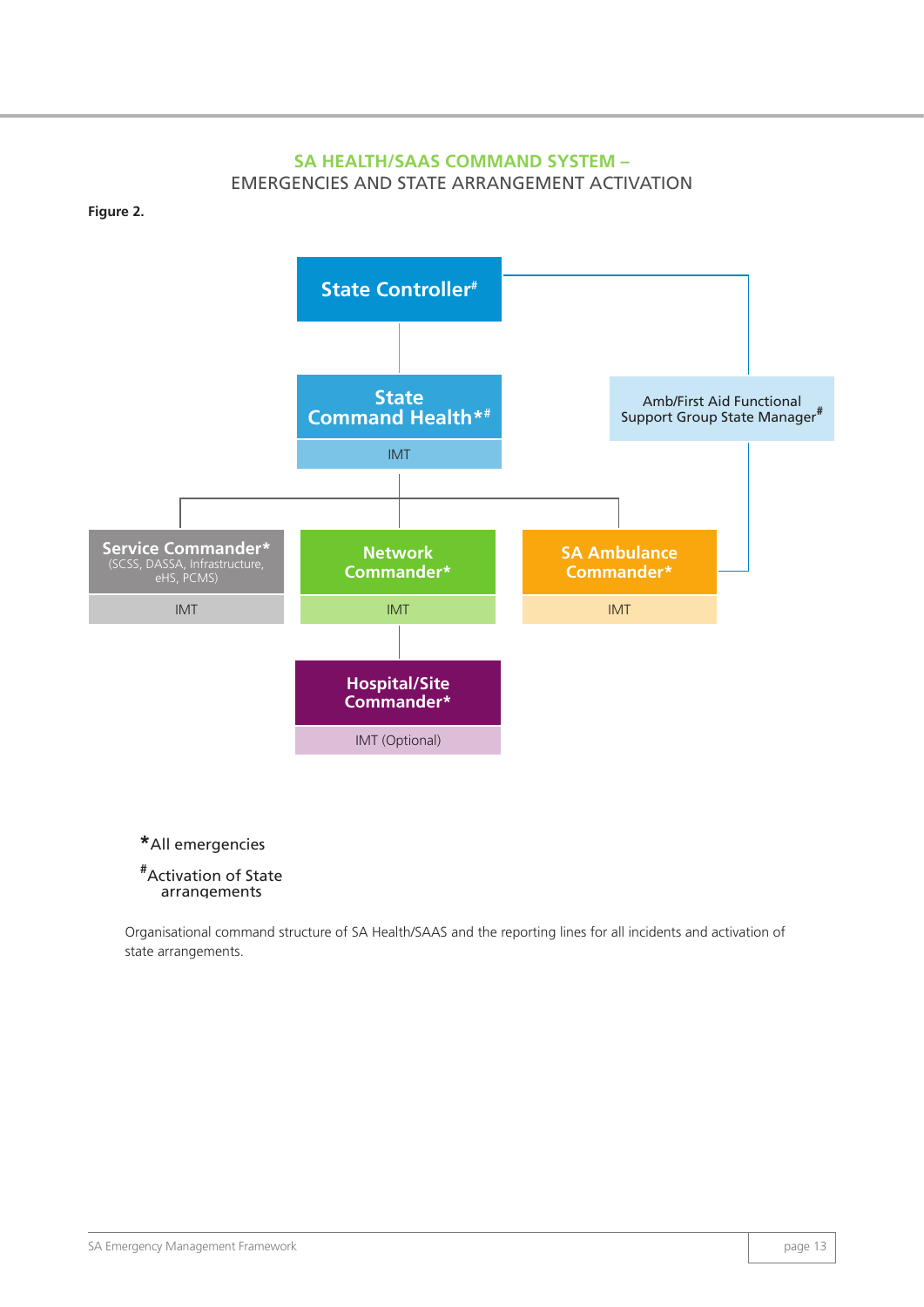## SA HEALTH/SAAS COMMAND SYSTEM – EMERGENCIES AND STATE ARRANGEMENT ACTIVATION

**Figure 2.**

State Controller#

State Command Health*#

IMT

Amb/First Aid Functional Support Group State Manager#

Service Commander* (SCSS, DASSA, Infrastructure, eHS, PCMS)

IMT

Network Commander*

IMT

SA Ambulance Commander*

IMT

Hospital/Site Commander*

IMT (Optional)

*All emergencies

#Activation of State arrangements

Organisational command structure of SA Health/SAAS and the reporting lines for all incidents and activation of state arrangements.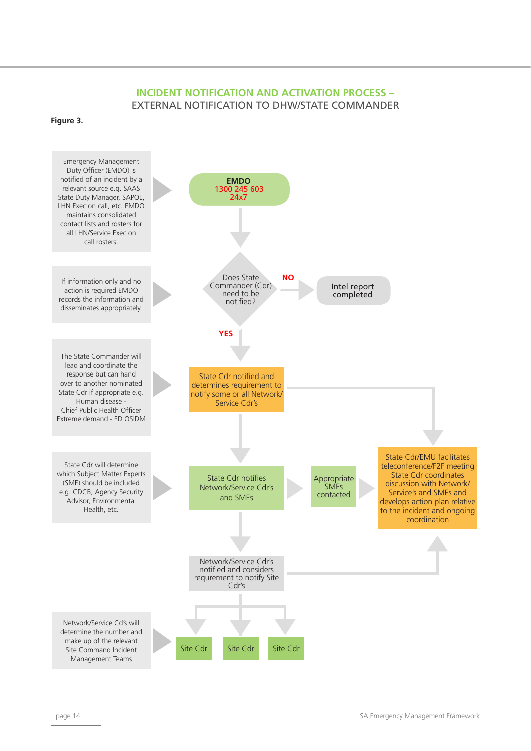## INCIDENT NOTIFICATION AND ACTIVATION PROCESS – EXTERNAL NOTIFICATION TO DHW/STATE COMMANDER

**Figure 3.**

Emergency Management Duty Officer (EMDO) is notified of an incident by a relevant source e.g. SAAS State Duty Manager, SAPOL, LHN Exec on call, etc. EMDO maintains consolidated contact lists and rosters for all LHN/Service Exec on call rosters.

**EMDO**
1300 245 603
24x7

If information only and no action is required EMDO records the information and disseminates appropriately.

Does State Commander (Cdr) need to be notified?

NO

Intel report completed

YES

The State Commander will lead and coordinate the response but can hand over to another nominated State Cdr if appropriate e.g. Human disease - Chief Public Health Officer Extreme demand - ED OSIDM

State Cdr notified and determines requirement to notify some or all Network/ Service Cdr's

State Cdr will determine which Subject Matter Experts (SME) should be included e.g. CDCB, Agency Security Advisor, Environmental Health, etc.

State Cdr notifies Network/Service Cdr's and SMEs

Appropriate SMEs contacted

State Cdr/EMU facilitates teleconference/F2F meeting State Cdr coordinates discussion with Network/ Service's and SMEs and develops action plan relative to the incident and ongoing coordination

Network/Service Cdr's notified and considers requrement to notify Site Cdr's

Network/Service Cd's will determine the number and make up of the relevant Site Command Incident Management Teams

Site Cdr

Site Cdr

Site Cdr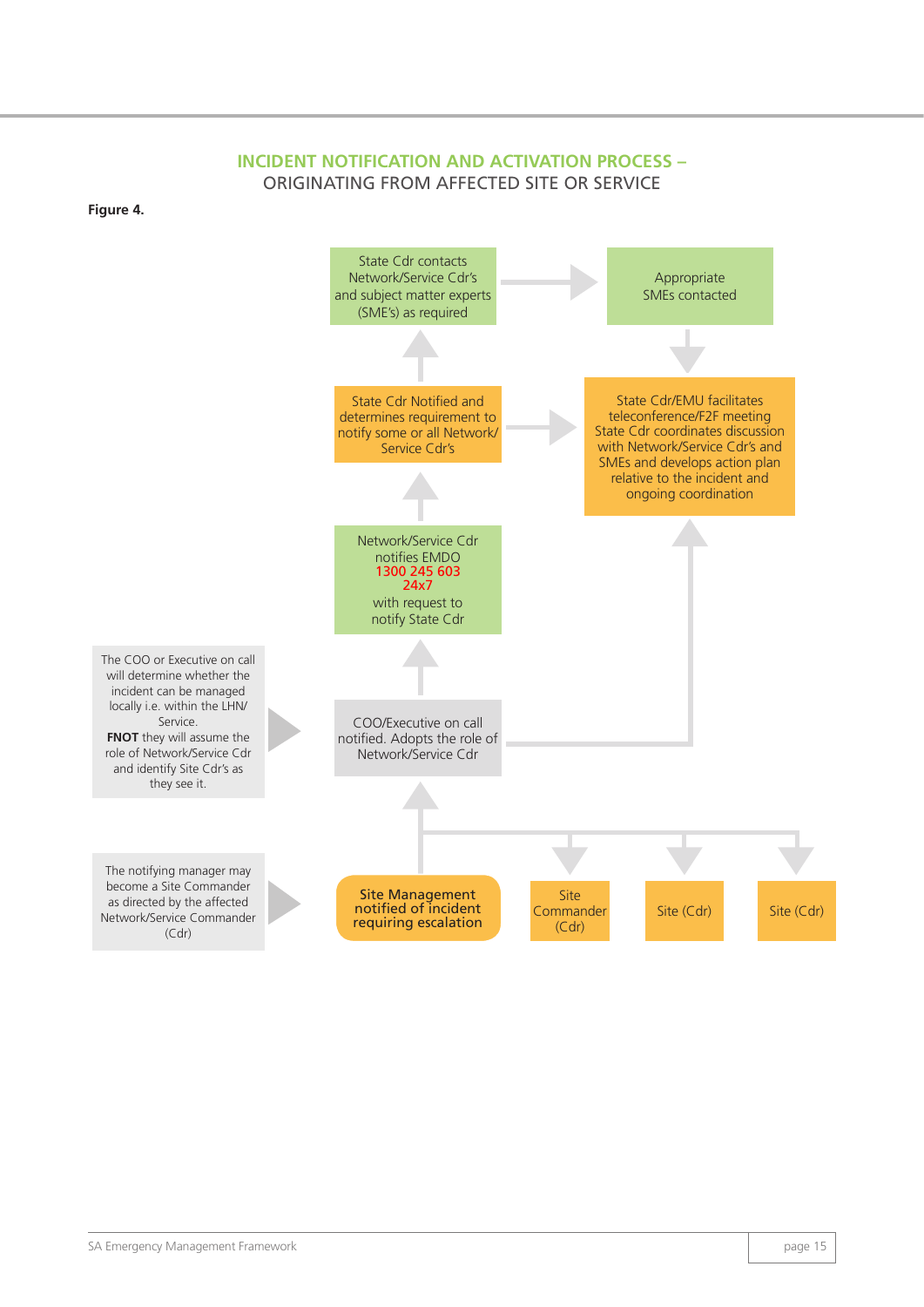## INCIDENT NOTIFICATION AND ACTIVATION PROCESS – ORIGINATING FROM AFFECTED SITE OR SERVICE

**Figure 4.**

State Cdr contacts Network/Service Cdr's and subject matter experts (SME's) as required

Appropriate SMEs contacted

State Cdr Notified and determines requirement to notify some or all Network/ Service Cdr's

State Cdr/EMU facilitates teleconference/F2F meeting State Cdr coordinates discussion with Network/Service Cdr's and SMEs and develops action plan relative to the incident and ongoing coordination

Network/Service Cdr notifies EMDO 1300 245 603 24x7 with request to notify State Cdr

The COO or Executive on call will determine whether the incident can be managed locally i.e. within the LHN/ Service. **FNOT** they will assume the role of Network/Service Cdr and identify Site Cdr's as they see it.

COO/Executive on call notified. Adopts the role of Network/Service Cdr

The notifying manager may become a Site Commander as directed by the affected Network/Service Commander (Cdr)

Site Management notified of incident requiring escalation

Site Commander (Cdr)

Site (Cdr)

Site (Cdr)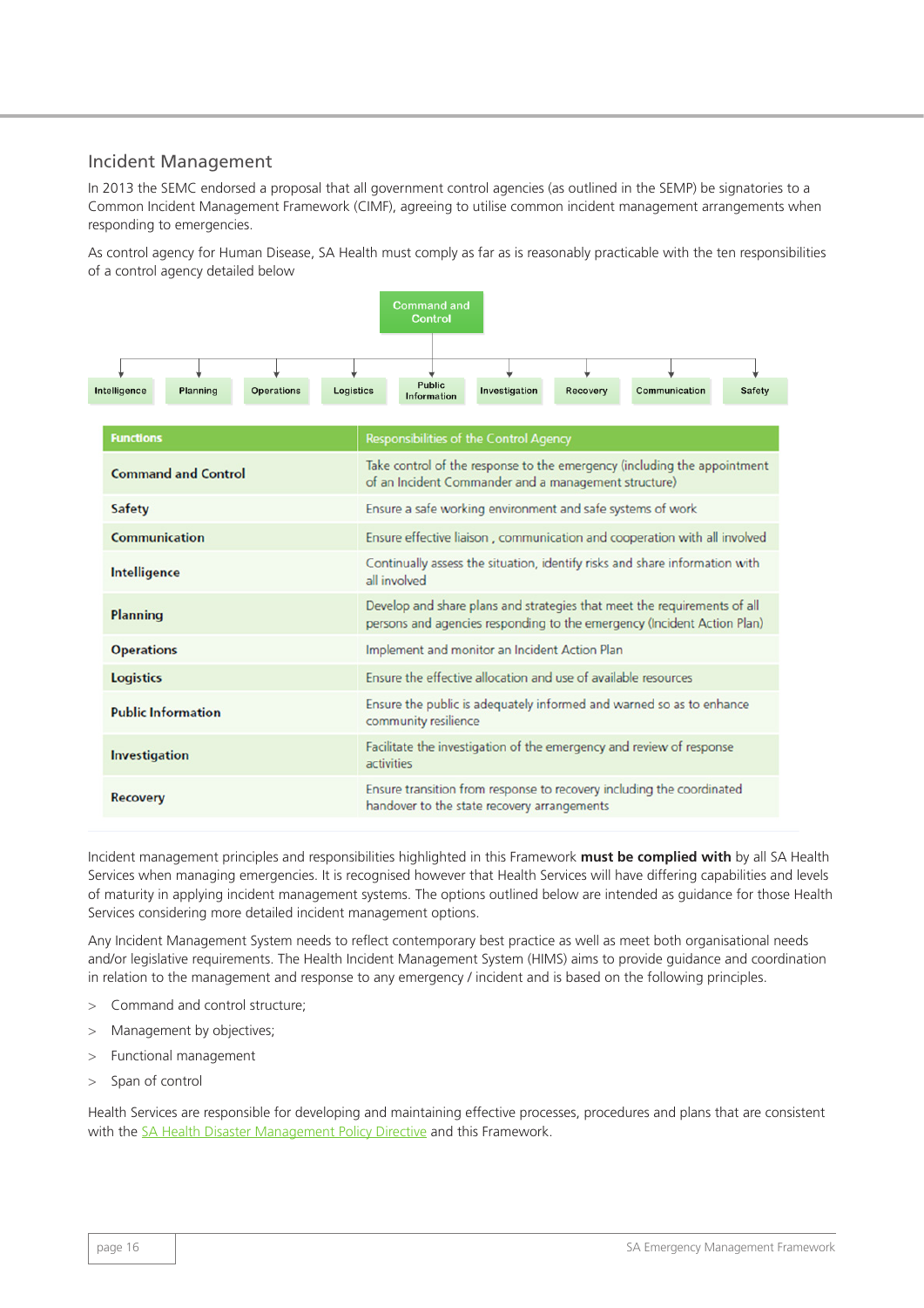## Incident Management

In 2013 the SEMC endorsed a proposal that all government control agencies (as outlined in the SEMP) be signatories to a Common Incident Management Framework (CIMF), agreeing to utilise common incident management arrangements when responding to emergencies.

As control agency for Human Disease, SA Health must comply as far as is reasonably practicable with the ten responsibilities of a control agency detailed below

Command and Control

Intelligence
Planning
Operations
Logistics
Public Information
Investigation
Recovery
Communication
Safety

| Functions | Responsibilities of the Control Agency |
|---|---|
| **Command and Control** | Take control of the response to the emergency (including the appointment of an Incident Commander and a management structure) |
| **Safety** | Ensure a safe working environment and safe systems of work |
| **Communication** | Ensure effective liaison , communication and cooperation with all involved |
| **Intelligence** | Continually assess the situation, identify risks and share information with all involved |
| **Planning** | Develop and share plans and strategies that meet the requirements of all persons and agencies responding to the emergency (Incident Action Plan) |
| **Operations** | Implement and monitor an Incident Action Plan |
| **Logistics** | Ensure the effective allocation and use of available resources |
| **Public Information** | Ensure the public is adequately informed and warned so as to enhance community resilience |
| **Investigation** | Facilitate the investigation of the emergency and review of response activities |
| **Recovery** | Ensure transition from response to recovery including the coordinated handover to the state recovery arrangements |

Incident management principles and responsibilities highlighted in this Framework **must be complied with** by all SA Health Services when managing emergencies. It is recognised however that Health Services will have differing capabilities and levels of maturity in applying incident management systems. The options outlined below are intended as guidance for those Health Services considering more detailed incident management options.

Any Incident Management System needs to reflect contemporary best practice as well as meet both organisational needs and/or legislative requirements. The Health Incident Management System (HIMS) aims to provide guidance and coordination in relation to the management and response to any emergency / incident and is based on the following principles.

- Command and control structure;
- Management by objectives;
- Functional management
- Span of control

Health Services are responsible for developing and maintaining effective processes, procedures and plans that are consistent with the SA Health Disaster Management Policy Directive and this Framework.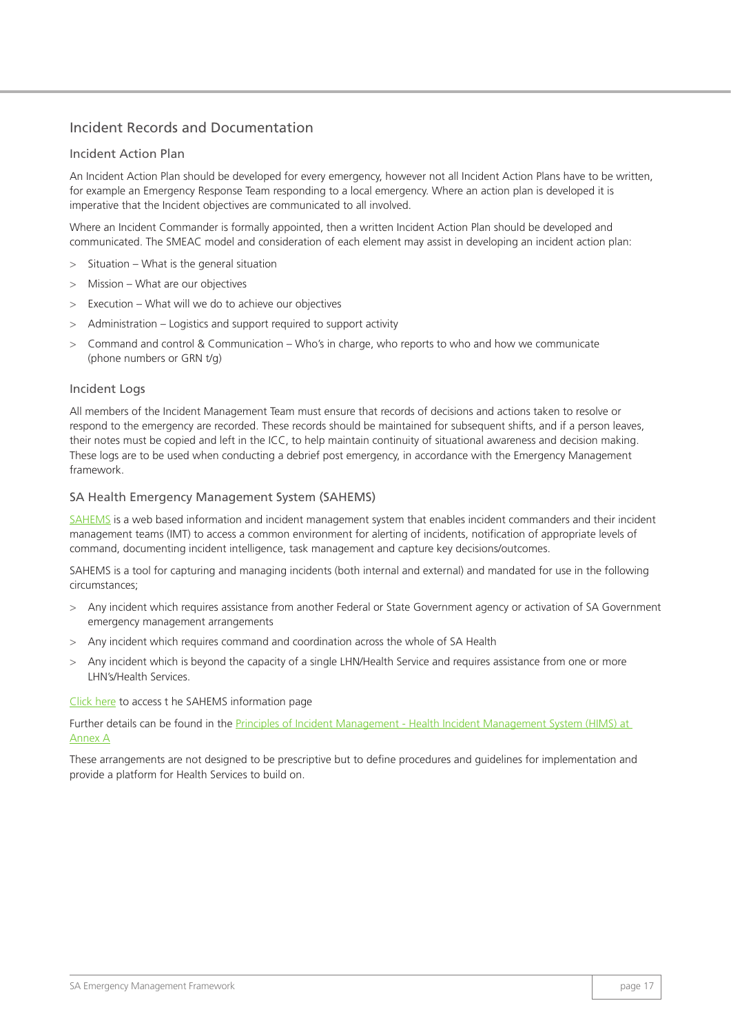## Incident Records and Documentation

### Incident Action Plan

An Incident Action Plan should be developed for every emergency, however not all Incident Action Plans have to be written, for example an Emergency Response Team responding to a local emergency. Where an action plan is developed it is imperative that the Incident objectives are communicated to all involved.

Where an Incident Commander is formally appointed, then a written Incident Action Plan should be developed and communicated. The SMEAC model and consideration of each element may assist in developing an incident action plan:

- Situation – What is the general situation
- Mission – What are our objectives
- Execution – What will we do to achieve our objectives
- Administration – Logistics and support required to support activity
- Command and control & Communication – Who's in charge, who reports to who and how we communicate (phone numbers or GRN t/g)

### Incident Logs

All members of the Incident Management Team must ensure that records of decisions and actions taken to resolve or respond to the emergency are recorded. These records should be maintained for subsequent shifts, and if a person leaves, their notes must be copied and left in the ICC, to help maintain continuity of situational awareness and decision making. These logs are to be used when conducting a debrief post emergency, in accordance with the Emergency Management framework.

### SA Health Emergency Management System (SAHEMS)

SAHEMS is a web based information and incident management system that enables incident commanders and their incident management teams (IMT) to access a common environment for alerting of incidents, notification of appropriate levels of command, documenting incident intelligence, task management and capture key decisions/outcomes.

SAHEMS is a tool for capturing and managing incidents (both internal and external) and mandated for use in the following circumstances;

- Any incident which requires assistance from another Federal or State Government agency or activation of SA Government emergency management arrangements
- Any incident which requires command and coordination across the whole of SA Health
- Any incident which is beyond the capacity of a single LHN/Health Service and requires assistance from one or more LHN's/Health Services.

Click here to access t he SAHEMS information page

Further details can be found in the Principles of Incident Management - Health Incident Management System (HIMS) at Annex A

These arrangements are not designed to be prescriptive but to define procedures and guidelines for implementation and provide a platform for Health Services to build on.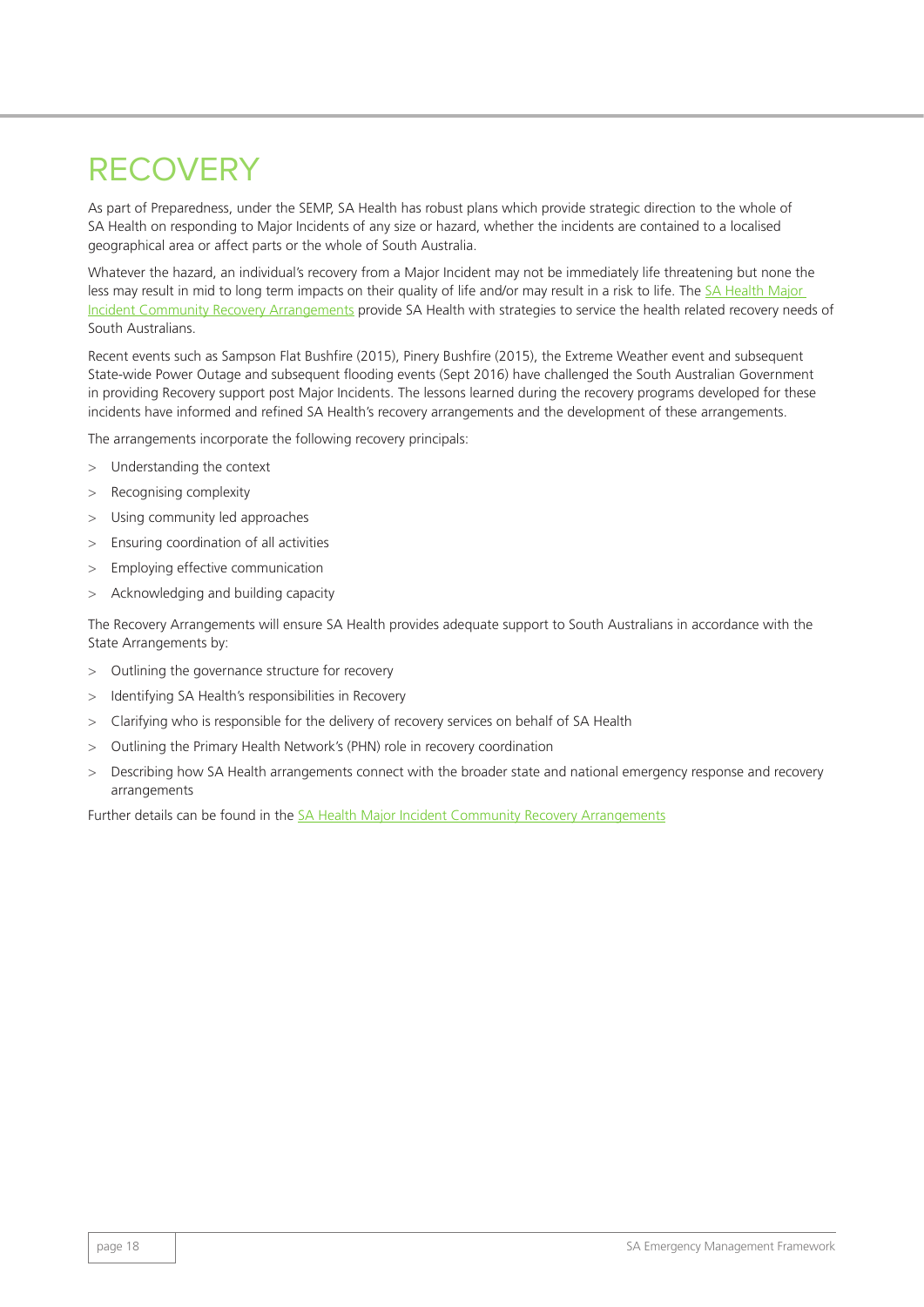# RECOVERY

As part of Preparedness, under the SEMP, SA Health has robust plans which provide strategic direction to the whole of SA Health on responding to Major Incidents of any size or hazard, whether the incidents are contained to a localised geographical area or affect parts or the whole of South Australia.

Whatever the hazard, an individual's recovery from a Major Incident may not be immediately life threatening but none the less may result in mid to long term impacts on their quality of life and/or may result in a risk to life. The SA Health Major Incident Community Recovery Arrangements provide SA Health with strategies to service the health related recovery needs of South Australians.

Recent events such as Sampson Flat Bushfire (2015), Pinery Bushfire (2015), the Extreme Weather event and subsequent State-wide Power Outage and subsequent flooding events (Sept 2016) have challenged the South Australian Government in providing Recovery support post Major Incidents. The lessons learned during the recovery programs developed for these incidents have informed and refined SA Health's recovery arrangements and the development of these arrangements.

The arrangements incorporate the following recovery principals:

- Understanding the context
- Recognising complexity
- Using community led approaches
- Ensuring coordination of all activities
- Employing effective communication
- Acknowledging and building capacity

The Recovery Arrangements will ensure SA Health provides adequate support to South Australians in accordance with the State Arrangements by:

- Outlining the governance structure for recovery
- Identifying SA Health's responsibilities in Recovery
- Clarifying who is responsible for the delivery of recovery services on behalf of SA Health
- Outlining the Primary Health Network's (PHN) role in recovery coordination
- Describing how SA Health arrangements connect with the broader state and national emergency response and recovery arrangements

Further details can be found in the SA Health Major Incident Community Recovery Arrangements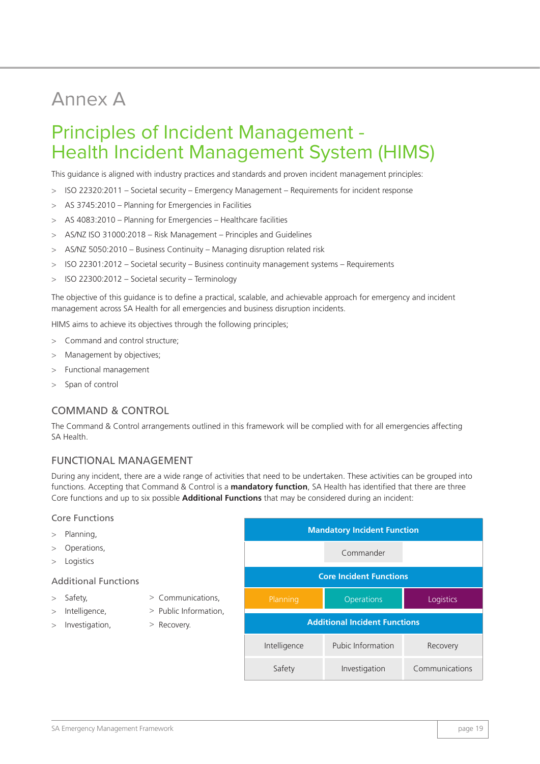# Annex A

## Principles of Incident Management - Health Incident Management System (HIMS)

This guidance is aligned with industry practices and standards and proven incident management principles:

- ISO 22320:2011 – Societal security – Emergency Management – Requirements for incident response
- AS 3745:2010 – Planning for Emergencies in Facilities
- AS 4083:2010 – Planning for Emergencies – Healthcare facilities
- AS/NZ ISO 31000:2018 – Risk Management – Principles and Guidelines
- AS/NZ 5050:2010 – Business Continuity – Managing disruption related risk
- ISO 22301:2012 – Societal security – Business continuity management systems – Requirements
- ISO 22300:2012 – Societal security – Terminology

The objective of this guidance is to define a practical, scalable, and achievable approach for emergency and incident management across SA Health for all emergencies and business disruption incidents.

HIMS aims to achieve its objectives through the following principles;

- Command and control structure;
- Management by objectives;
- Functional management
- Span of control

### COMMAND & CONTROL

The Command & Control arrangements outlined in this framework will be complied with for all emergencies affecting SA Health.

### FUNCTIONAL MANAGEMENT

During any incident, there are a wide range of activities that need to be undertaken. These activities can be grouped into functions. Accepting that Command & Control is a **mandatory function**, SA Health has identified that there are three Core functions and up to six possible **Additional Functions** that may be considered during an incident:

#### Core Functions

- Planning,
- Operations,
- Logistics

#### Additional Functions

- Safety,
- Intelligence,
- Investigation,
- Communications,
- Public Information,
- Recovery.

| Mandatory Incident Function | | |
|---|---|---|
| | Commander | |
| **Core Incident Functions** | | |
| Planning | Operations | Logistics |
| **Additional Incident Functions** | | |
| Intelligence | Pubic Information | Recovery |
| Safety | Investigation | Communications |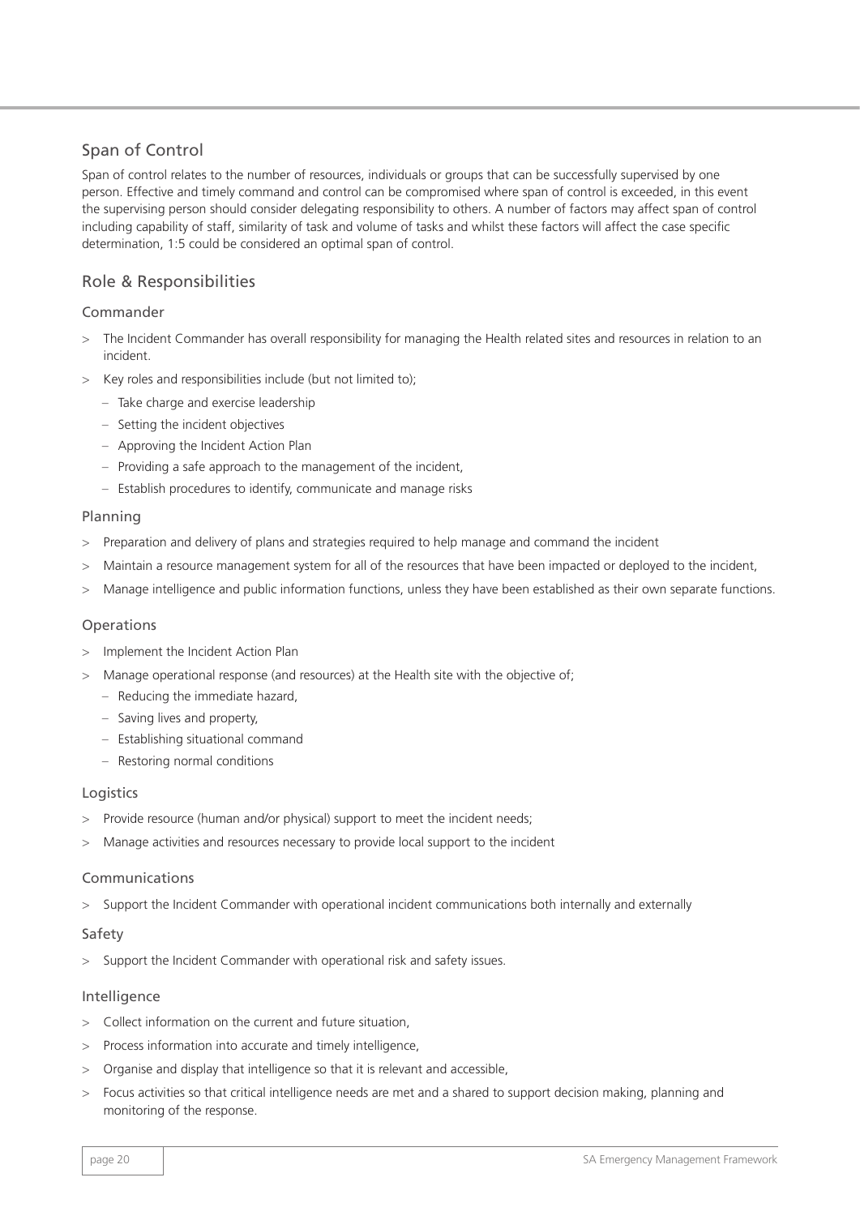## Span of Control

Span of control relates to the number of resources, individuals or groups that can be successfully supervised by one person. Effective and timely command and control can be compromised where span of control is exceeded, in this event the supervising person should consider delegating responsibility to others. A number of factors may affect span of control including capability of staff, similarity of task and volume of tasks and whilst these factors will affect the case specific determination, 1:5 could be considered an optimal span of control.

## Role & Responsibilities

### Commander

- The Incident Commander has overall responsibility for managing the Health related sites and resources in relation to an incident.
- Key roles and responsibilities include (but not limited to);
  - Take charge and exercise leadership
  - Setting the incident objectives
  - Approving the Incident Action Plan
  - Providing a safe approach to the management of the incident,
  - Establish procedures to identify, communicate and manage risks

### Planning

- Preparation and delivery of plans and strategies required to help manage and command the incident
- Maintain a resource management system for all of the resources that have been impacted or deployed to the incident,
- Manage intelligence and public information functions, unless they have been established as their own separate functions.

### Operations

- Implement the Incident Action Plan
- Manage operational response (and resources) at the Health site with the objective of;
  - Reducing the immediate hazard,
  - Saving lives and property,
  - Establishing situational command
  - Restoring normal conditions

### Logistics

- Provide resource (human and/or physical) support to meet the incident needs;
- Manage activities and resources necessary to provide local support to the incident

### Communications

- Support the Incident Commander with operational incident communications both internally and externally

### Safety

- Support the Incident Commander with operational risk and safety issues.

### Intelligence

- Collect information on the current and future situation,
- Process information into accurate and timely intelligence,
- Organise and display that intelligence so that it is relevant and accessible,
- Focus activities so that critical intelligence needs are met and a shared to support decision making, planning and monitoring of the response.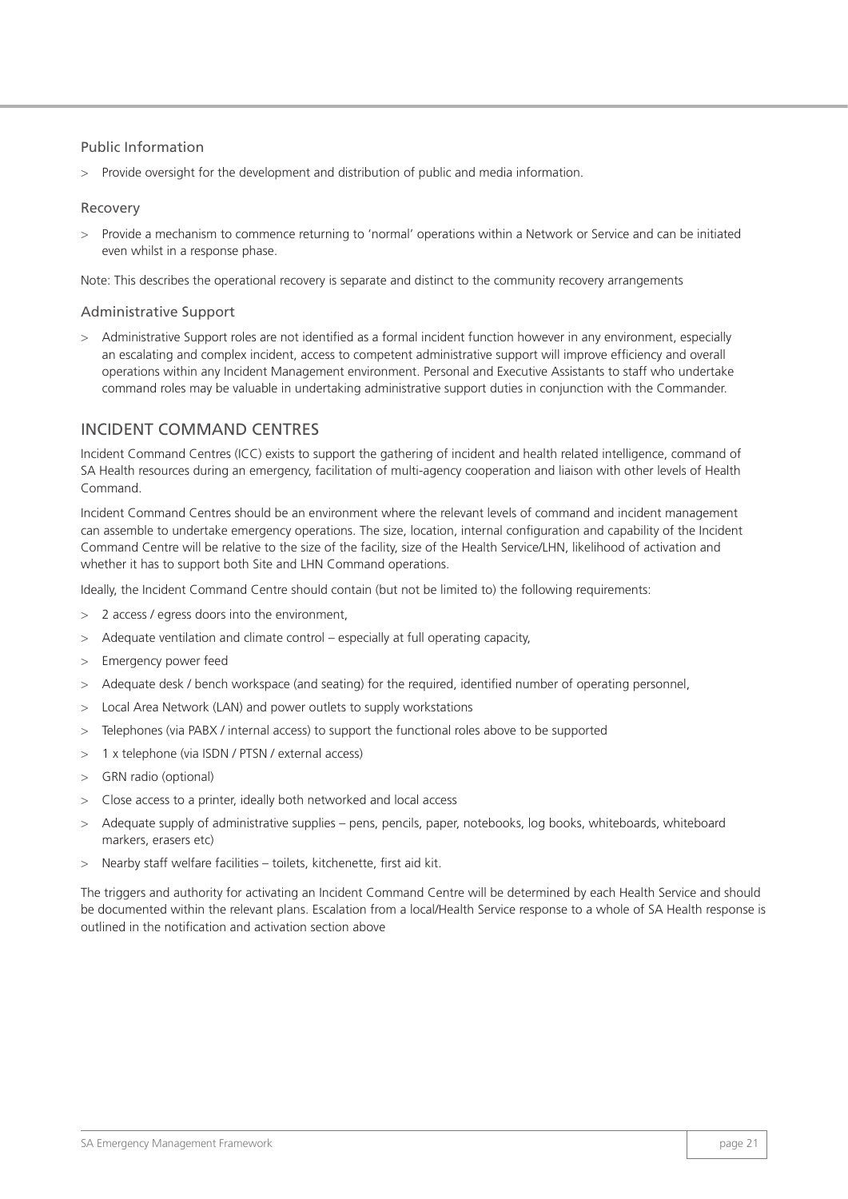### Public Information

- Provide oversight for the development and distribution of public and media information.

### Recovery

- Provide a mechanism to commence returning to 'normal' operations within a Network or Service and can be initiated even whilst in a response phase.

Note: This describes the operational recovery is separate and distinct to the community recovery arrangements

### Administrative Support

- Administrative Support roles are not identified as a formal incident function however in any environment, especially an escalating and complex incident, access to competent administrative support will improve efficiency and overall operations within any Incident Management environment. Personal and Executive Assistants to staff who undertake command roles may be valuable in undertaking administrative support duties in conjunction with the Commander.

## INCIDENT COMMAND CENTRES

Incident Command Centres (ICC) exists to support the gathering of incident and health related intelligence, command of SA Health resources during an emergency, facilitation of multi-agency cooperation and liaison with other levels of Health Command.

Incident Command Centres should be an environment where the relevant levels of command and incident management can assemble to undertake emergency operations. The size, location, internal configuration and capability of the Incident Command Centre will be relative to the size of the facility, size of the Health Service/LHN, likelihood of activation and whether it has to support both Site and LHN Command operations.

Ideally, the Incident Command Centre should contain (but not be limited to) the following requirements:

- 2 access / egress doors into the environment,
- Adequate ventilation and climate control – especially at full operating capacity,
- Emergency power feed
- Adequate desk / bench workspace (and seating) for the required, identified number of operating personnel,
- Local Area Network (LAN) and power outlets to supply workstations
- Telephones (via PABX / internal access) to support the functional roles above to be supported
- 1 x telephone (via ISDN / PTSN / external access)
- GRN radio (optional)
- Close access to a printer, ideally both networked and local access
- Adequate supply of administrative supplies – pens, pencils, paper, notebooks, log books, whiteboards, whiteboard markers, erasers etc)
- Nearby staff welfare facilities – toilets, kitchenette, first aid kit.

The triggers and authority for activating an Incident Command Centre will be determined by each Health Service and should be documented within the relevant plans. Escalation from a local/Health Service response to a whole of SA Health response is outlined in the notification and activation section above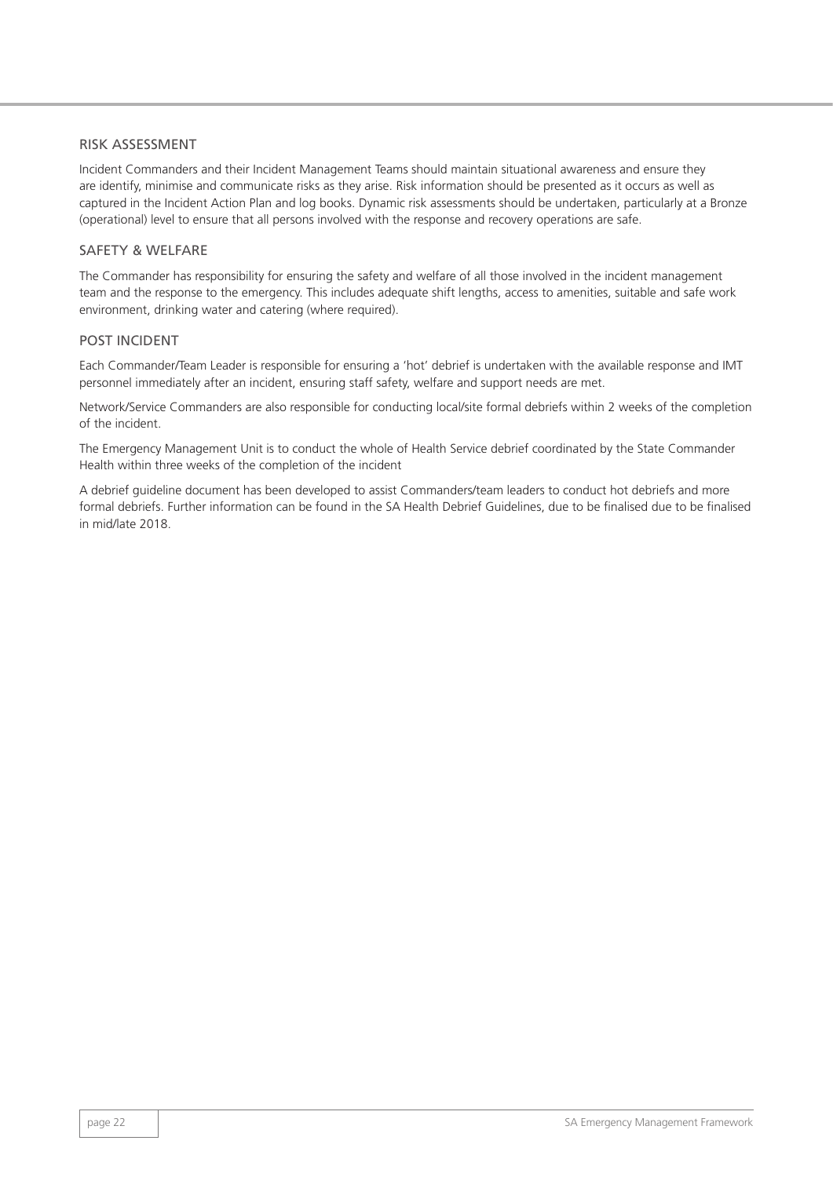## RISK ASSESSMENT

Incident Commanders and their Incident Management Teams should maintain situational awareness and ensure they are identify, minimise and communicate risks as they arise. Risk information should be presented as it occurs as well as captured in the Incident Action Plan and log books. Dynamic risk assessments should be undertaken, particularly at a Bronze (operational) level to ensure that all persons involved with the response and recovery operations are safe.

## SAFETY & WELFARE

The Commander has responsibility for ensuring the safety and welfare of all those involved in the incident management team and the response to the emergency. This includes adequate shift lengths, access to amenities, suitable and safe work environment, drinking water and catering (where required).

## POST INCIDENT

Each Commander/Team Leader is responsible for ensuring a 'hot' debrief is undertaken with the available response and IMT personnel immediately after an incident, ensuring staff safety, welfare and support needs are met.

Network/Service Commanders are also responsible for conducting local/site formal debriefs within 2 weeks of the completion of the incident.

The Emergency Management Unit is to conduct the whole of Health Service debrief coordinated by the State Commander Health within three weeks of the completion of the incident

A debrief guideline document has been developed to assist Commanders/team leaders to conduct hot debriefs and more formal debriefs. Further information can be found in the SA Health Debrief Guidelines, due to be finalised due to be finalised in mid/late 2018.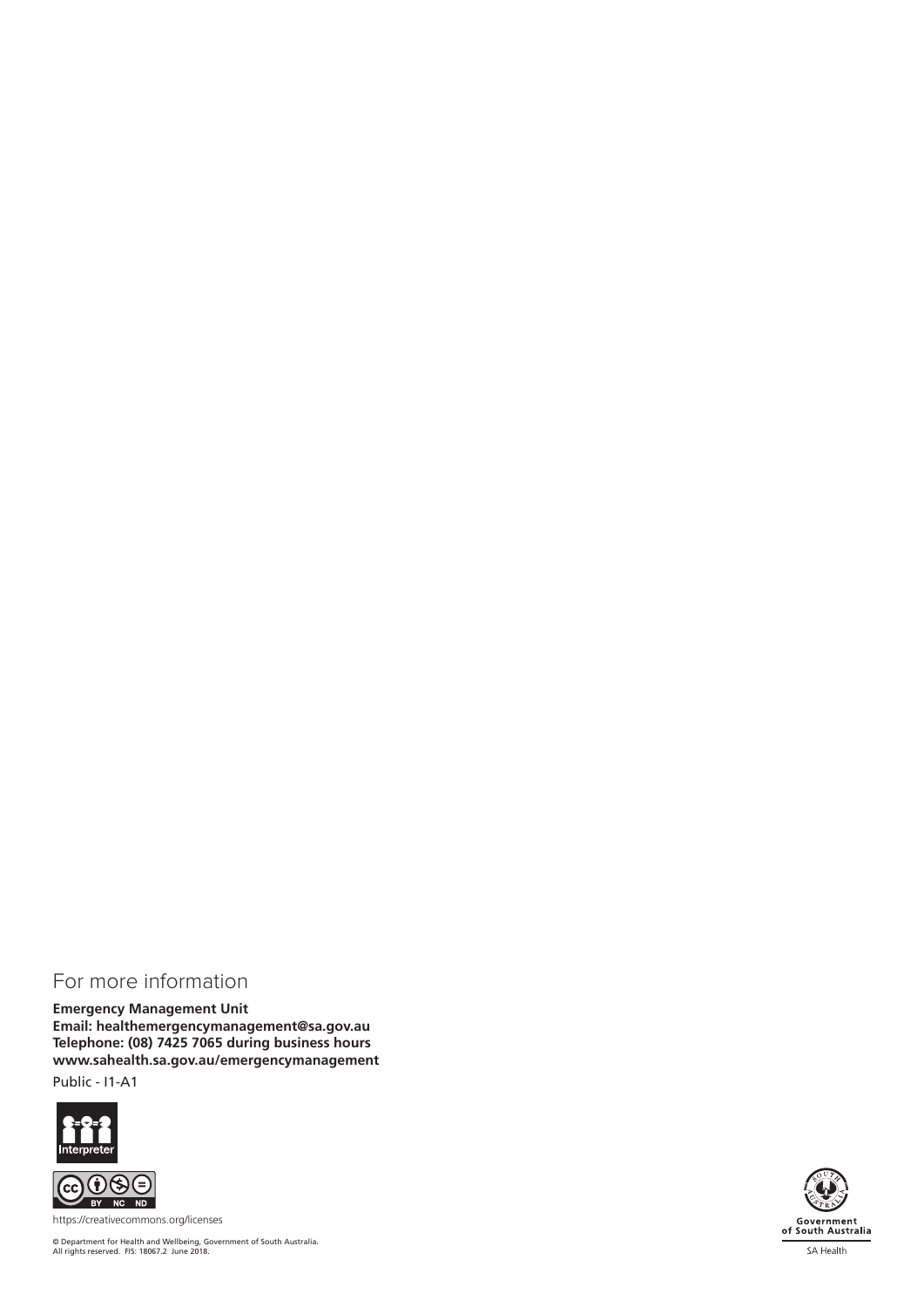## For more information

**Emergency Management Unit**
**Email: healthemergencymanagement@sa.gov.au**
**Telephone: (08) 7425 7065 during business hours**
**www.sahealth.sa.gov.au/emergencymanagement**

Public - I1-A1

Interpreter

BY NC ND

https://creativecommons.org/licenses

© Department for Health and Wellbeing, Government of South Australia. All rights reserved. FIS: 18067.2 June 2018.

Government of South Australia

SA Health